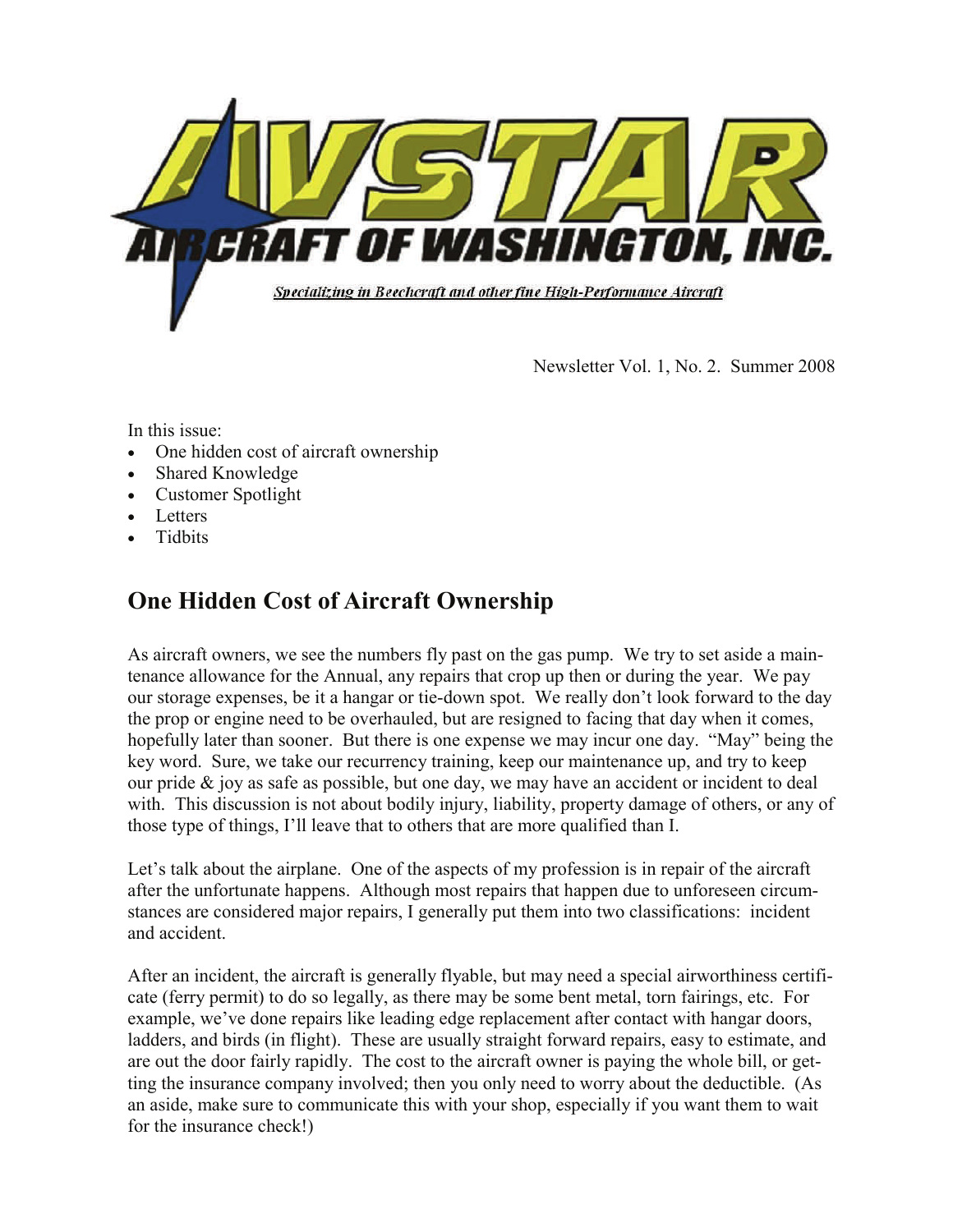AVSTAR AIRCRAFT OF WASHINGTON, INC.

Specializing in Beechcraft and other fine High-Performance Aircraft

Newsletter Vol. 1, No. 2. Summer 2008

In this issue:

- One hidden cost of aircraft ownership
- Shared Knowledge
- Customer Spotlight
- Letters
- Tidbits

## One Hidden Cost of Aircraft Ownership

As aircraft owners, we see the numbers fly past on the gas pump. We try to set aside a maintenance allowance for the Annual, any repairs that crop up then or during the year. We pay our storage expenses, be it a hangar or tie-down spot. We really don't look forward to the day the prop or engine need to be overhauled, but are resigned to facing that day when it comes, hopefully later than sooner. But there is one expense we may incur one day. "May" being the key word. Sure, we take our recurrency training, keep our maintenance up, and try to keep our pride & joy as safe as possible, but one day, we may have an accident or incident to deal with. This discussion is not about bodily injury, liability, property damage of others, or any of those type of things, I'll leave that to others that are more qualified than I.

Let's talk about the airplane. One of the aspects of my profession is in repair of the aircraft after the unfortunate happens. Although most repairs that happen due to unforeseen circumstances are considered major repairs, I generally put them into two classifications: incident and accident.

After an incident, the aircraft is generally flyable, but may need a special airworthiness certificate (ferry permit) to do so legally, as there may be some bent metal, torn fairings, etc. For example, we've done repairs like leading edge replacement after contact with hangar doors, ladders, and birds (in flight). These are usually straight forward repairs, easy to estimate, and are out the door fairly rapidly. The cost to the aircraft owner is paying the whole bill, or getting the insurance company involved; then you only need to worry about the deductible. (As an aside, make sure to communicate this with your shop, especially if you want them to wait for the insurance check!)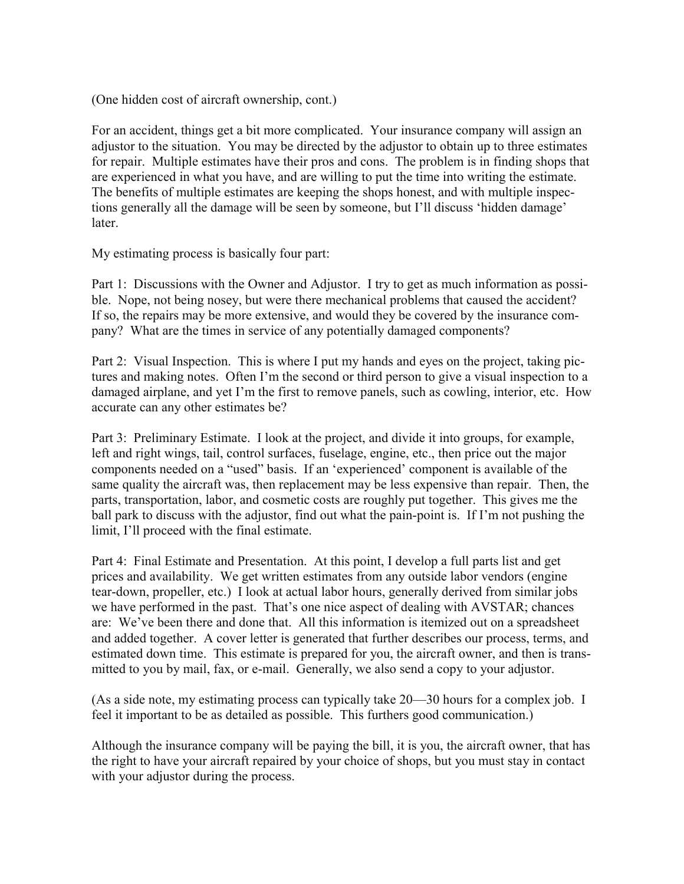(One hidden cost of aircraft ownership, cont.)

For an accident, things get a bit more complicated. Your insurance company will assign an adjustor to the situation. You may be directed by the adjustor to obtain up to three estimates for repair. Multiple estimates have their pros and cons. The problem is in finding shops that are experienced in what you have, and are willing to put the time into writing the estimate. The benefits of multiple estimates are keeping the shops honest, and with multiple inspections generally all the damage will be seen by someone, but I'll discuss 'hidden damage' later.

My estimating process is basically four part:

Part 1: Discussions with the Owner and Adjustor. I try to get as much information as possible. Nope, not being nosey, but were there mechanical problems that caused the accident? If so, the repairs may be more extensive, and would they be covered by the insurance company? What are the times in service of any potentially damaged components?

Part 2: Visual Inspection. This is where I put my hands and eyes on the project, taking pictures and making notes. Often I'm the second or third person to give a visual inspection to a damaged airplane, and yet I'm the first to remove panels, such as cowling, interior, etc. How accurate can any other estimates be?

Part 3: Preliminary Estimate. I look at the project, and divide it into groups, for example, left and right wings, tail, control surfaces, fuselage, engine, etc., then price out the major components needed on a "used" basis. If an 'experienced' component is available of the same quality the aircraft was, then replacement may be less expensive than repair. Then, the parts, transportation, labor, and cosmetic costs are roughly put together. This gives me the ball park to discuss with the adjustor, find out what the pain-point is. If I'm not pushing the limit, I'll proceed with the final estimate.

Part 4: Final Estimate and Presentation. At this point, I develop a full parts list and get prices and availability. We get written estimates from any outside labor vendors (engine tear-down, propeller, etc.) I look at actual labor hours, generally derived from similar jobs we have performed in the past. That's one nice aspect of dealing with AVSTAR; chances are: We've been there and done that. All this information is itemized out on a spreadsheet and added together. A cover letter is generated that further describes our process, terms, and estimated down time. This estimate is prepared for you, the aircraft owner, and then is transmitted to you by mail, fax, or e-mail. Generally, we also send a copy to your adjustor.

(As a side note, my estimating process can typically take 20—30 hours for a complex job. I feel it important to be as detailed as possible. This furthers good communication.)

Although the insurance company will be paying the bill, it is you, the aircraft owner, that has the right to have your aircraft repaired by your choice of shops, but you must stay in contact with your adjustor during the process.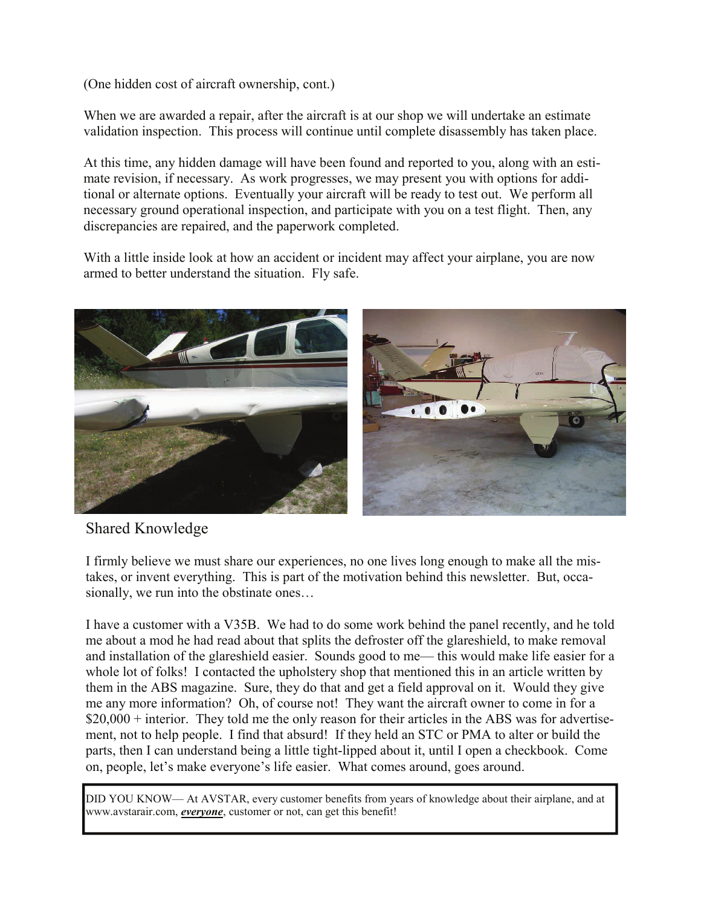(One hidden cost of aircraft ownership, cont.)

When we are awarded a repair, after the aircraft is at our shop we will undertake an estimate validation inspection. This process will continue until complete disassembly has taken place.

At this time, any hidden damage will have been found and reported to you, along with an estimate revision, if necessary. As work progresses, we may present you with options for additional or alternate options. Eventually your aircraft will be ready to test out. We perform all necessary ground operational inspection, and participate with you on a test flight. Then, any discrepancies are repaired, and the paperwork completed.

With a little inside look at how an accident or incident may affect your airplane, you are now armed to better understand the situation. Fly safe.

## Shared Knowledge

I firmly believe we must share our experiences, no one lives long enough to make all the mistakes, or invent everything. This is part of the motivation behind this newsletter. But, occasionally, we run into the obstinate ones…

I have a customer with a V35B. We had to do some work behind the panel recently, and he told me about a mod he had read about that splits the defroster off the glareshield, to make removal and installation of the glareshield easier. Sounds good to me— this would make life easier for a whole lot of folks! I contacted the upholstery shop that mentioned this in an article written by them in the ABS magazine. Sure, they do that and get a field approval on it. Would they give me any more information? Oh, of course not! They want the aircraft owner to come in for a $20,000 + interior. They told me the only reason for their articles in the ABS was for advertisement, not to help people. I find that absurd! If they held an STC or PMA to alter or build the parts, then I can understand being a little tight-lipped about it, until I open a checkbook. Come on, people, let's make everyone's life easier. What comes around, goes around.

DID YOU KNOW— At AVSTAR, every customer benefits from years of knowledge about their airplane, and at www.avstarair.com, ***everyone***, customer or not, can get this benefit!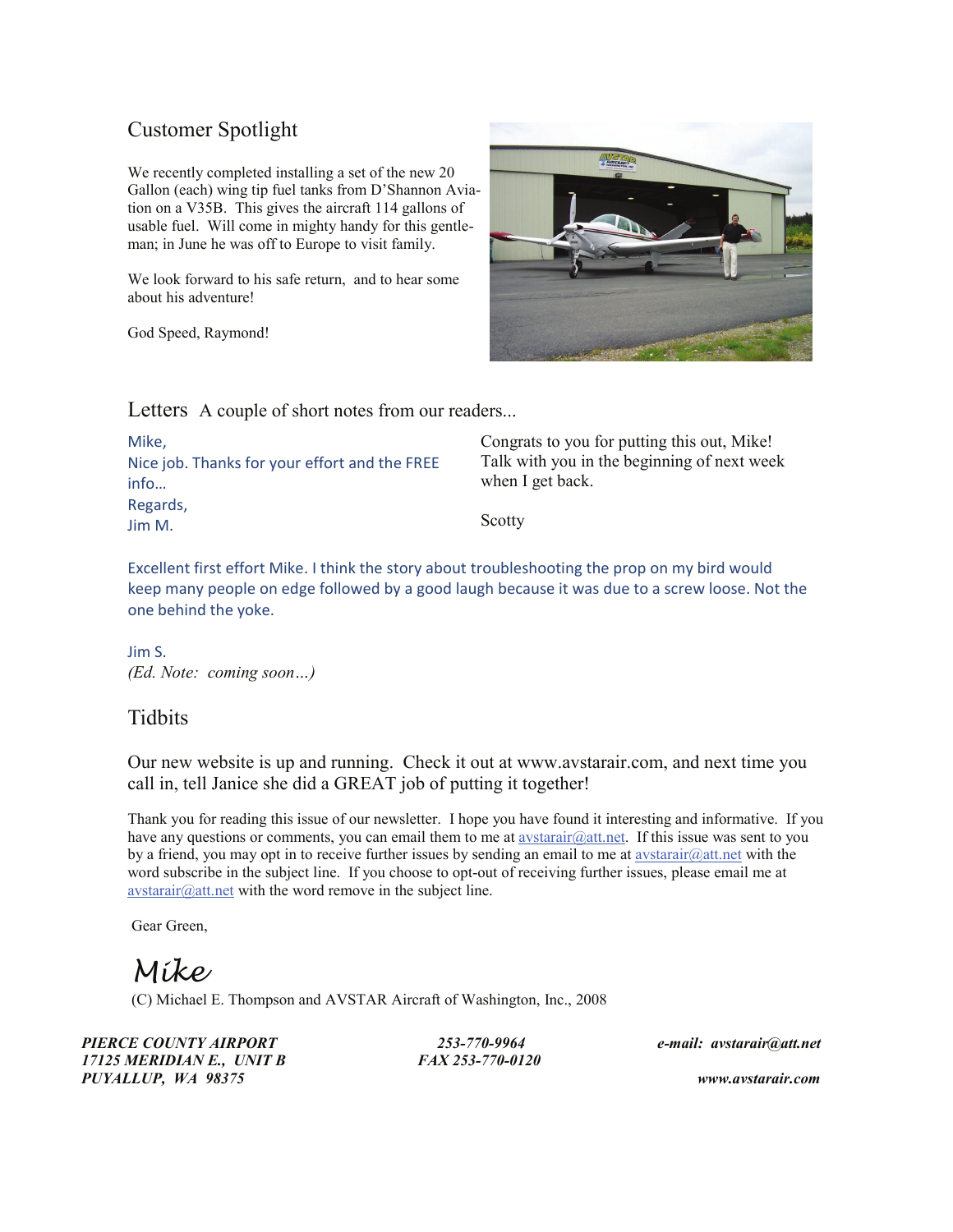## Customer Spotlight

We recently completed installing a set of the new 20 Gallon (each) wing tip fuel tanks from D'Shannon Aviation on a V35B. This gives the aircraft 114 gallons of usable fuel. Will come in mighty handy for this gentleman; in June he was off to Europe to visit family.

We look forward to his safe return, and to hear some about his adventure!

God Speed, Raymond!

## Letters A couple of short notes from our readers...

Mike,
Nice job. Thanks for your effort and the FREE info…
Regards,
Jim M.

Congrats to you for putting this out, Mike! Talk with you in the beginning of next week when I get back.

Scotty

Excellent first effort Mike. I think the story about troubleshooting the prop on my bird would keep many people on edge followed by a good laugh because it was due to a screw loose. Not the one behind the yoke.

Jim S.
*(Ed. Note: coming soon…)*

## Tidbits

Our new website is up and running. Check it out at www.avstarair.com, and next time you call in, tell Janice she did a GREAT job of putting it together!

Thank you for reading this issue of our newsletter. I hope you have found it interesting and informative. If you have any questions or comments, you can email them to me at avstarair@att.net. If this issue was sent to you by a friend, you may opt in to receive further issues by sending an email to me at avstarair@att.net with the word subscribe in the subject line. If you choose to opt-out of receiving further issues, please email me at avstarair@att.net with the word remove in the subject line.

Gear Green,

*Mike*

(C) Michael E. Thompson and AVSTAR Aircraft of Washington, Inc., 2008

***PIERCE COUNTY AIRPORT***
***17125 MERIDIAN E., UNIT B***
***PUYALLUP, WA 98375***

***253-770-9964***
***FAX 253-770-0120***

***e-mail: avstarair@att.net***
***www.avstarair.com***